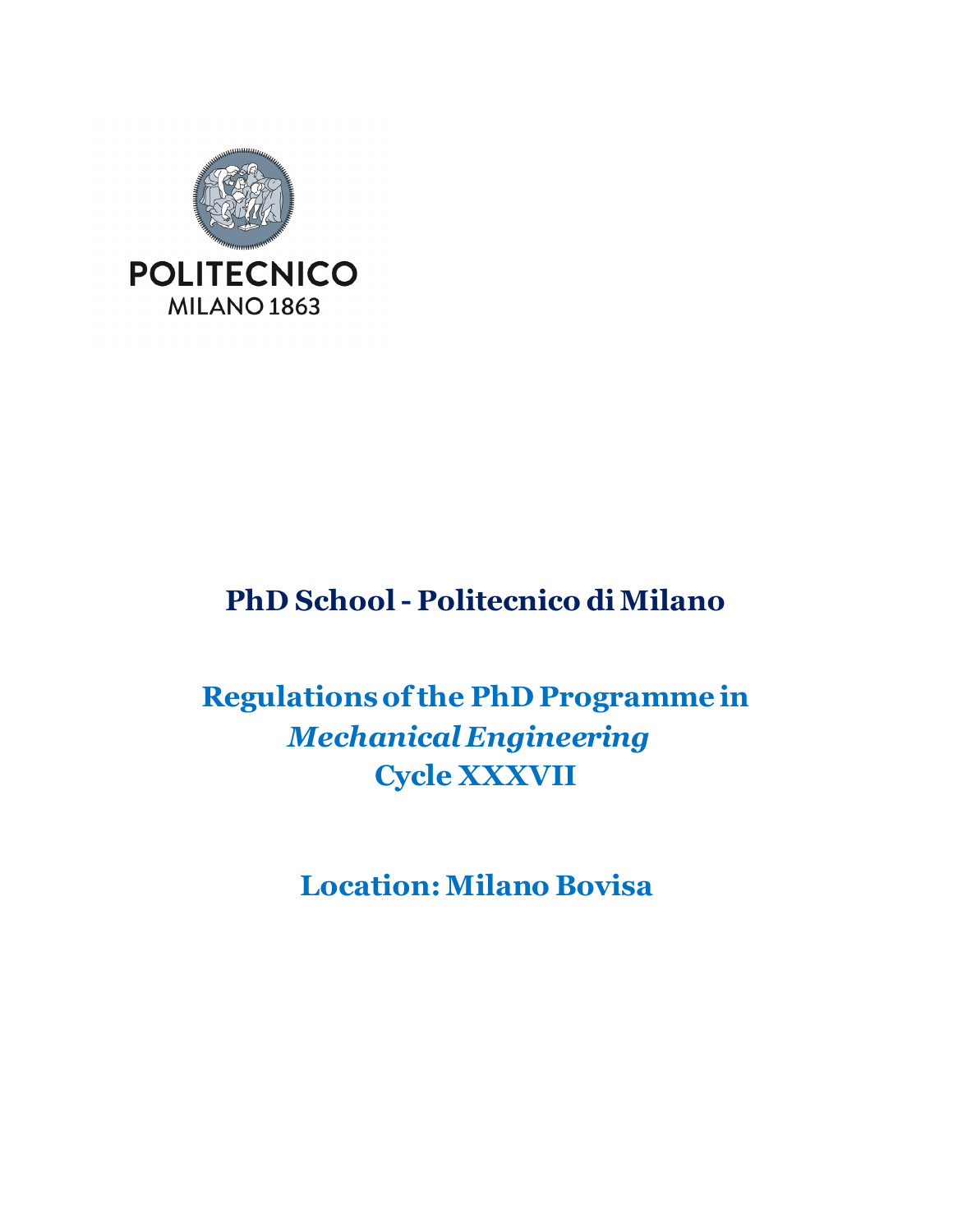POLITECNICO
MILANO 1863

# PhD School - Politecnico di Milano

## Regulations of the PhD Programme in *Mechanical Engineering* Cycle XXXVII

## Location: Milano Bovisa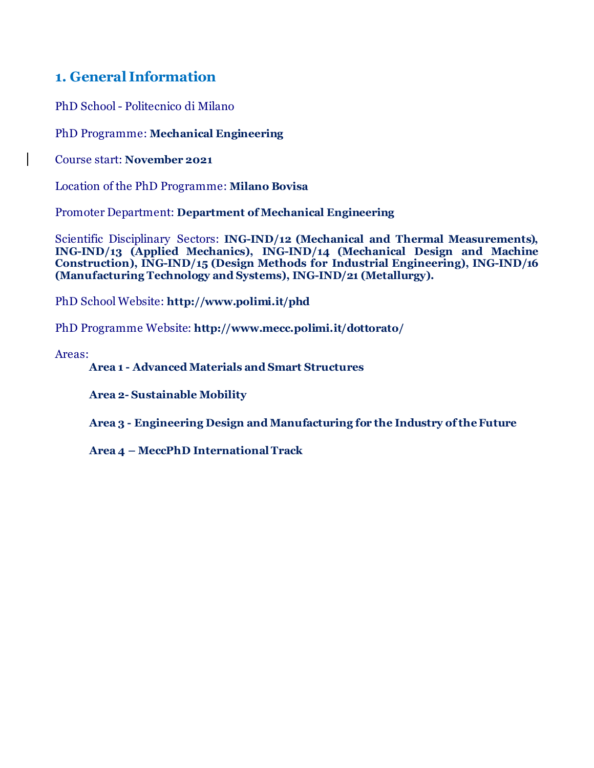## 1. General Information

PhD School - Politecnico di Milano

PhD Programme: **Mechanical Engineering**

Course start: **November 2021**

Location of the PhD Programme: **Milano Bovisa**

Promoter Department: **Department of Mechanical Engineering**

Scientific Disciplinary Sectors: **ING-IND/12 (Mechanical and Thermal Measurements), ING-IND/13 (Applied Mechanics), ING-IND/14 (Mechanical Design and Machine Construction), ING-IND/15 (Design Methods for Industrial Engineering), ING-IND/16 (Manufacturing Technology and Systems), ING-IND/21 (Metallurgy).**

PhD School Website: **http://www.polimi.it/phd**

PhD Programme Website: **http://www.mecc.polimi.it/dottorato/**

Areas:

- **Area 1 - Advanced Materials and Smart Structures**
- **Area 2- Sustainable Mobility**
- **Area 3 - Engineering Design and Manufacturing for the Industry of the Future**
- **Area 4 – MeccPhD International Track**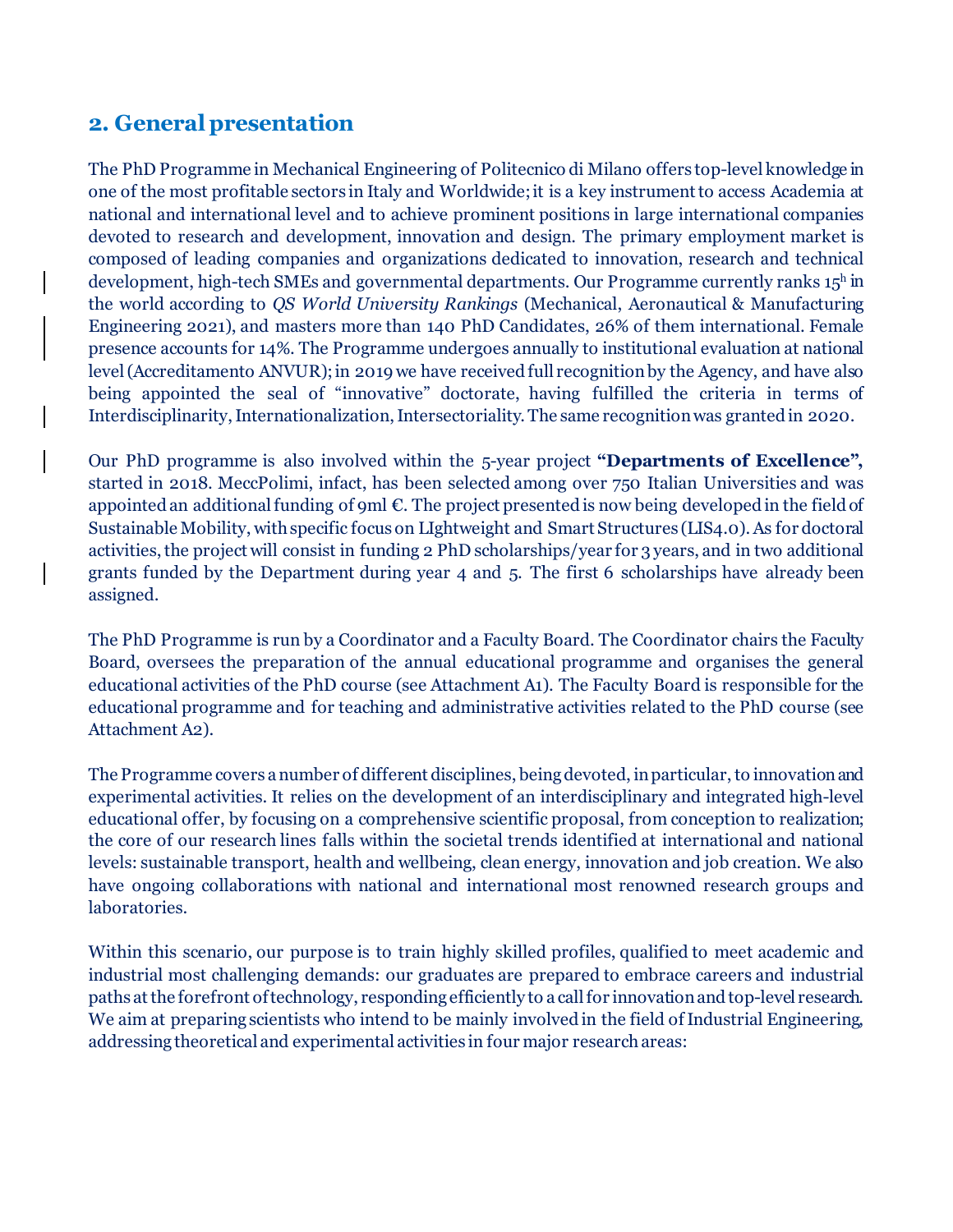## 2. General presentation

The PhD Programme in Mechanical Engineering of Politecnico di Milano offers top-level knowledge in one of the most profitable sectors in Italy and Worldwide; it is a key instrument to access Academia at national and international level and to achieve prominent positions in large international companies devoted to research and development, innovation and design. The primary employment market is composed of leading companies and organizations dedicated to innovation, research and technical development, high-tech SMEs and governmental departments. Our Programme currently ranks 15h in the world according to *QS World University Rankings* (Mechanical, Aeronautical & Manufacturing Engineering 2021), and masters more than 140 PhD Candidates, 26% of them international. Female presence accounts for 14%. The Programme undergoes annually to institutional evaluation at national level (Accreditamento ANVUR); in 2019 we have received full recognition by the Agency, and have also being appointed the seal of "innovative" doctorate, having fulfilled the criteria in terms of Interdisciplinarity, Internationalization, Intersectoriality. The same recognition was granted in 2020.

Our PhD programme is also involved within the 5-year project **"Departments of Excellence",** started in 2018. MeccPolimi, infact, has been selected among over 750 Italian Universities and was appointed an additional funding of 9ml €. The project presented is now being developed in the field of Sustainable Mobility, with specific focus on LIghtweight and Smart Structures (LIS4.0). As for doctoral activities, the project will consist in funding 2 PhD scholarships/year for 3 years, and in two additional grants funded by the Department during year 4 and 5. The first 6 scholarships have already been assigned.

The PhD Programme is run by a Coordinator and a Faculty Board. The Coordinator chairs the Faculty Board, oversees the preparation of the annual educational programme and organises the general educational activities of the PhD course (see Attachment A1). The Faculty Board is responsible for the educational programme and for teaching and administrative activities related to the PhD course (see Attachment A2).

The Programme covers a number of different disciplines, being devoted, in particular, to innovation and experimental activities. It relies on the development of an interdisciplinary and integrated high-level educational offer, by focusing on a comprehensive scientific proposal, from conception to realization; the core of our research lines falls within the societal trends identified at international and national levels: sustainable transport, health and wellbeing, clean energy, innovation and job creation. We also have ongoing collaborations with national and international most renowned research groups and laboratories.

Within this scenario, our purpose is to train highly skilled profiles, qualified to meet academic and industrial most challenging demands: our graduates are prepared to embrace careers and industrial paths at the forefront of technology, responding efficiently to a call for innovation and top-level research. We aim at preparing scientists who intend to be mainly involved in the field of Industrial Engineering, addressing theoretical and experimental activities in four major research areas: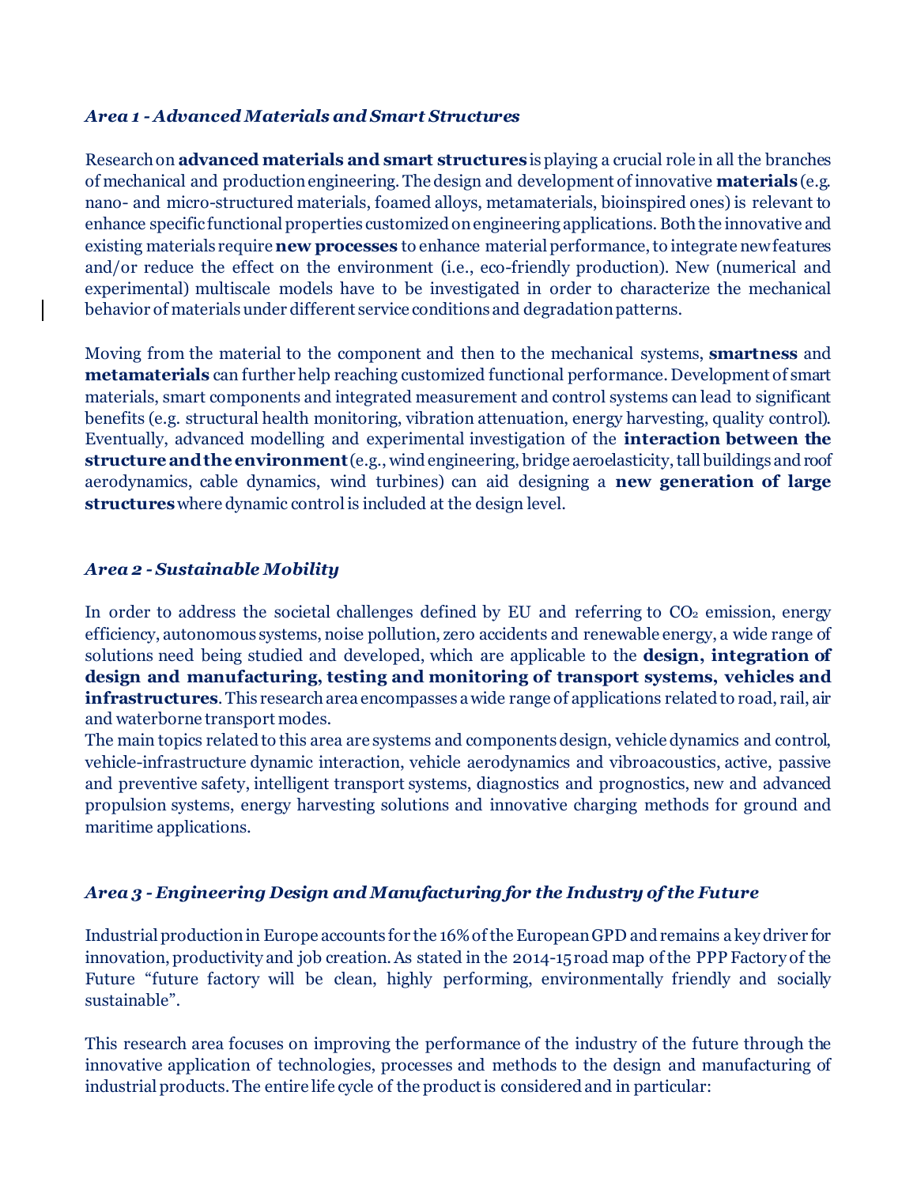### *Area 1 - Advanced Materials and Smart Structures*

Research on **advanced materials and smart structures** is playing a crucial role in all the branches of mechanical and production engineering. The design and development of innovative **materials** (e.g. nano- and micro-structured materials, foamed alloys, metamaterials, bioinspired ones) is relevant to enhance specific functional properties customized on engineering applications. Both the innovative and existing materials require **new processes** to enhance material performance, to integrate new features and/or reduce the effect on the environment (i.e., eco-friendly production). New (numerical and experimental) multiscale models have to be investigated in order to characterize the mechanical behavior of materials under different service conditions and degradation patterns.

Moving from the material to the component and then to the mechanical systems, **smartness** and **metamaterials** can further help reaching customized functional performance. Development of smart materials, smart components and integrated measurement and control systems can lead to significant benefits (e.g. structural health monitoring, vibration attenuation, energy harvesting, quality control). Eventually, advanced modelling and experimental investigation of the **interaction between the structure and the environment** (e.g., wind engineering, bridge aeroelasticity, tall buildings and roof aerodynamics, cable dynamics, wind turbines) can aid designing a **new generation of large structures** where dynamic control is included at the design level.

### *Area 2 - Sustainable Mobility*

In order to address the societal challenges defined by EU and referring to $CO_2$ emission, energy efficiency, autonomous systems, noise pollution, zero accidents and renewable energy, a wide range of solutions need being studied and developed, which are applicable to the **design, integration of design and manufacturing, testing and monitoring of transport systems, vehicles and infrastructures**. This research area encompasses a wide range of applications related to road, rail, air and waterborne transport modes.
The main topics related to this area are systems and components design, vehicle dynamics and control, vehicle-infrastructure dynamic interaction, vehicle aerodynamics and vibroacoustics, active, passive and preventive safety, intelligent transport systems, diagnostics and prognostics, new and advanced propulsion systems, energy harvesting solutions and innovative charging methods for ground and maritime applications.

### *Area 3 - Engineering Design and Manufacturing for the Industry of the Future*

Industrial production in Europe accounts for the 16% of the European GPD and remains a key driver for innovation, productivity and job creation. As stated in the 2014-15 road map of the PPP Factory of the Future "future factory will be clean, highly performing, environmentally friendly and socially sustainable".

This research area focuses on improving the performance of the industry of the future through the innovative application of technologies, processes and methods to the design and manufacturing of industrial products. The entire life cycle of the product is considered and in particular: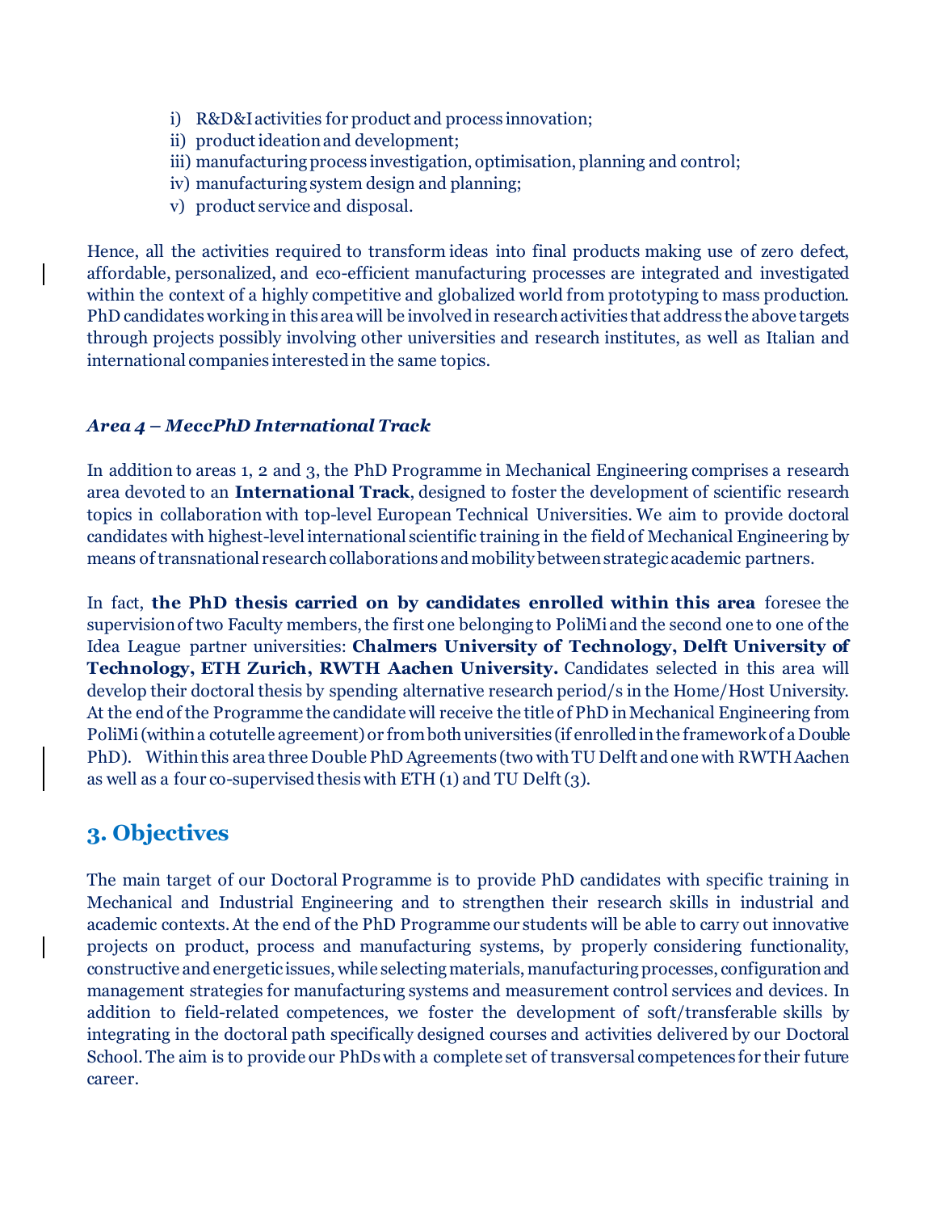i) R&D&I activities for product and process innovation;
ii) product ideation and development;
iii) manufacturing process investigation, optimisation, planning and control;
iv) manufacturing system design and planning;
v) product service and disposal.

Hence, all the activities required to transform ideas into final products making use of zero defect, affordable, personalized, and eco-efficient manufacturing processes are integrated and investigated within the context of a highly competitive and globalized world from prototyping to mass production. PhD candidates working in this area will be involved in research activities that address the above targets through projects possibly involving other universities and research institutes, as well as Italian and international companies interested in the same topics.

### *Area 4 – MeccPhD International Track*

In addition to areas 1, 2 and 3, the PhD Programme in Mechanical Engineering comprises a research area devoted to an **International Track**, designed to foster the development of scientific research topics in collaboration with top-level European Technical Universities. We aim to provide doctoral candidates with highest-level international scientific training in the field of Mechanical Engineering by means of transnational research collaborations and mobility between strategic academic partners.

In fact, **the PhD thesis carried on by candidates enrolled within this area** foresee the supervision of two Faculty members, the first one belonging to PoliMi and the second one to one of the Idea League partner universities: **Chalmers University of Technology, Delft University of Technology, ETH Zurich, RWTH Aachen University.** Candidates selected in this area will develop their doctoral thesis by spending alternative research period/s in the Home/Host University. At the end of the Programme the candidate will receive the title of PhD in Mechanical Engineering from PoliMi (within a cotutelle agreement) or from both universities (if enrolled in the framework of a Double PhD). Within this area three Double PhD Agreements (two with TU Delft and one with RWTH Aachen as well as a four co-supervised thesis with ETH (1) and TU Delft (3).

## 3. Objectives

The main target of our Doctoral Programme is to provide PhD candidates with specific training in Mechanical and Industrial Engineering and to strengthen their research skills in industrial and academic contexts. At the end of the PhD Programme our students will be able to carry out innovative projects on product, process and manufacturing systems, by properly considering functionality, constructive and energetic issues, while selecting materials, manufacturing processes, configuration and management strategies for manufacturing systems and measurement control services and devices. In addition to field-related competences, we foster the development of soft/transferable skills by integrating in the doctoral path specifically designed courses and activities delivered by our Doctoral School. The aim is to provide our PhDs with a complete set of transversal competences for their future career.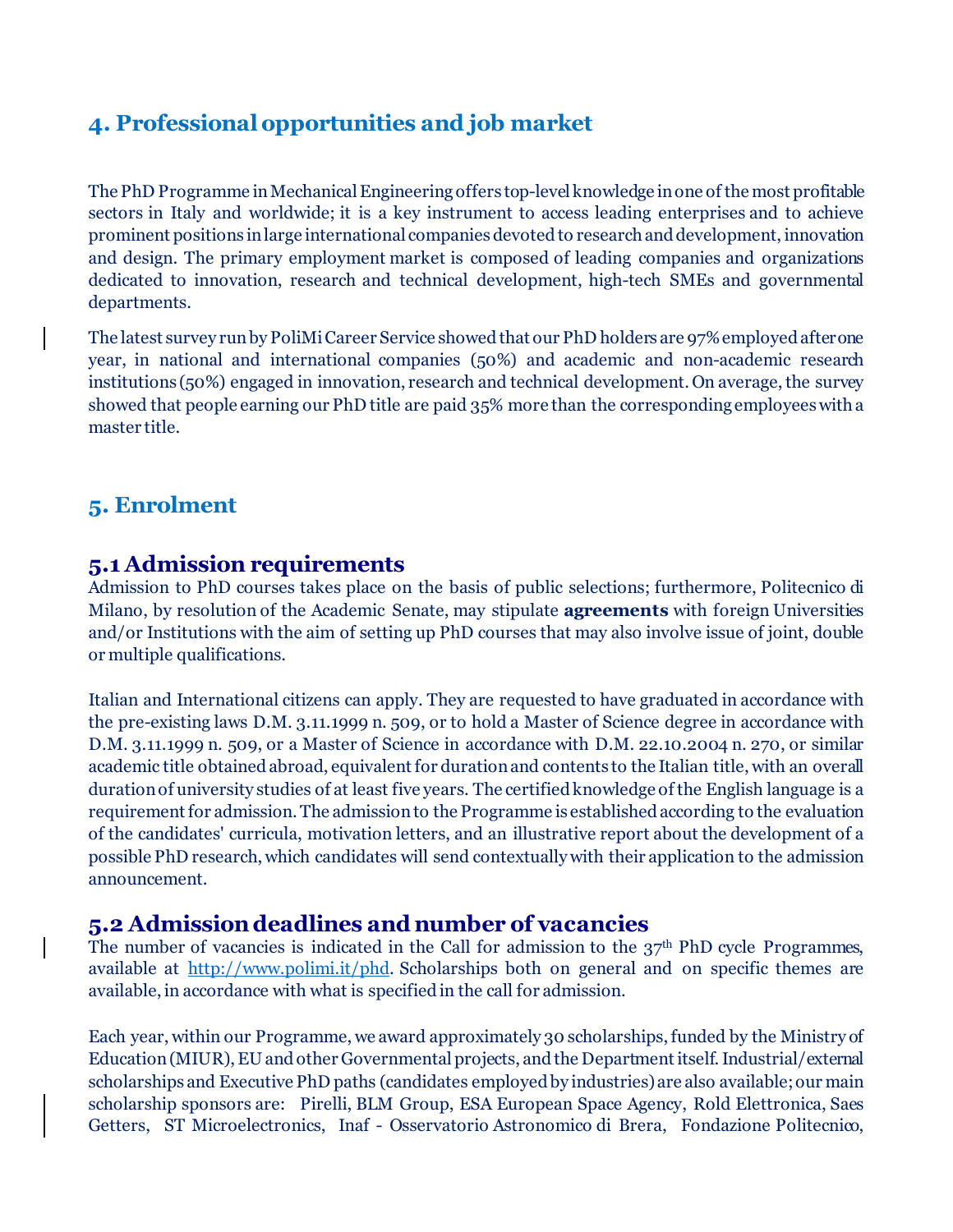## 4. Professional opportunities and job market

The PhD Programme in Mechanical Engineering offers top-level knowledge in one of the most profitable sectors in Italy and worldwide; it is a key instrument to access leading enterprises and to achieve prominent positions in large international companies devoted to research and development, innovation and design. The primary employment market is composed of leading companies and organizations dedicated to innovation, research and technical development, high-tech SMEs and governmental departments.

The latest survey run by PoliMi Career Service showed that our PhD holders are 97% employed after one year, in national and international companies (50%) and academic and non-academic research institutions (50%) engaged in innovation, research and technical development. On average, the survey showed that people earning our PhD title are paid 35% more than the corresponding employees with a master title.

## 5. Enrolment

### 5.1 Admission requirements

Admission to PhD courses takes place on the basis of public selections; furthermore, Politecnico di Milano, by resolution of the Academic Senate, may stipulate **agreements** with foreign Universities and/or Institutions with the aim of setting up PhD courses that may also involve issue of joint, double or multiple qualifications.

Italian and International citizens can apply. They are requested to have graduated in accordance with the pre-existing laws D.M. 3.11.1999 n. 509, or to hold a Master of Science degree in accordance with D.M. 3.11.1999 n. 509, or a Master of Science in accordance with D.M. 22.10.2004 n. 270, or similar academic title obtained abroad, equivalent for duration and contents to the Italian title, with an overall duration of university studies of at least five years. The certified knowledge of the English language is a requirement for admission. The admission to the Programme is established according to the evaluation of the candidates' curricula, motivation letters, and an illustrative report about the development of a possible PhD research, which candidates will send contextually with their application to the admission announcement.

### 5.2 Admission deadlines and number of vacancies

The number of vacancies is indicated in the Call for admission to the 37th PhD cycle Programmes, available at http://www.polimi.it/phd. Scholarships both on general and on specific themes are available, in accordance with what is specified in the call for admission.

Each year, within our Programme, we award approximately 30 scholarships, funded by the Ministry of Education (MIUR), EU and other Governmental projects, and the Department itself. Industrial/external scholarships and Executive PhD paths (candidates employed by industries) are also available; our main scholarship sponsors are: Pirelli, BLM Group, ESA European Space Agency, Rold Elettronica, Saes Getters, ST Microelectronics, Inaf - Osservatorio Astronomico di Brera, Fondazione Politecnico,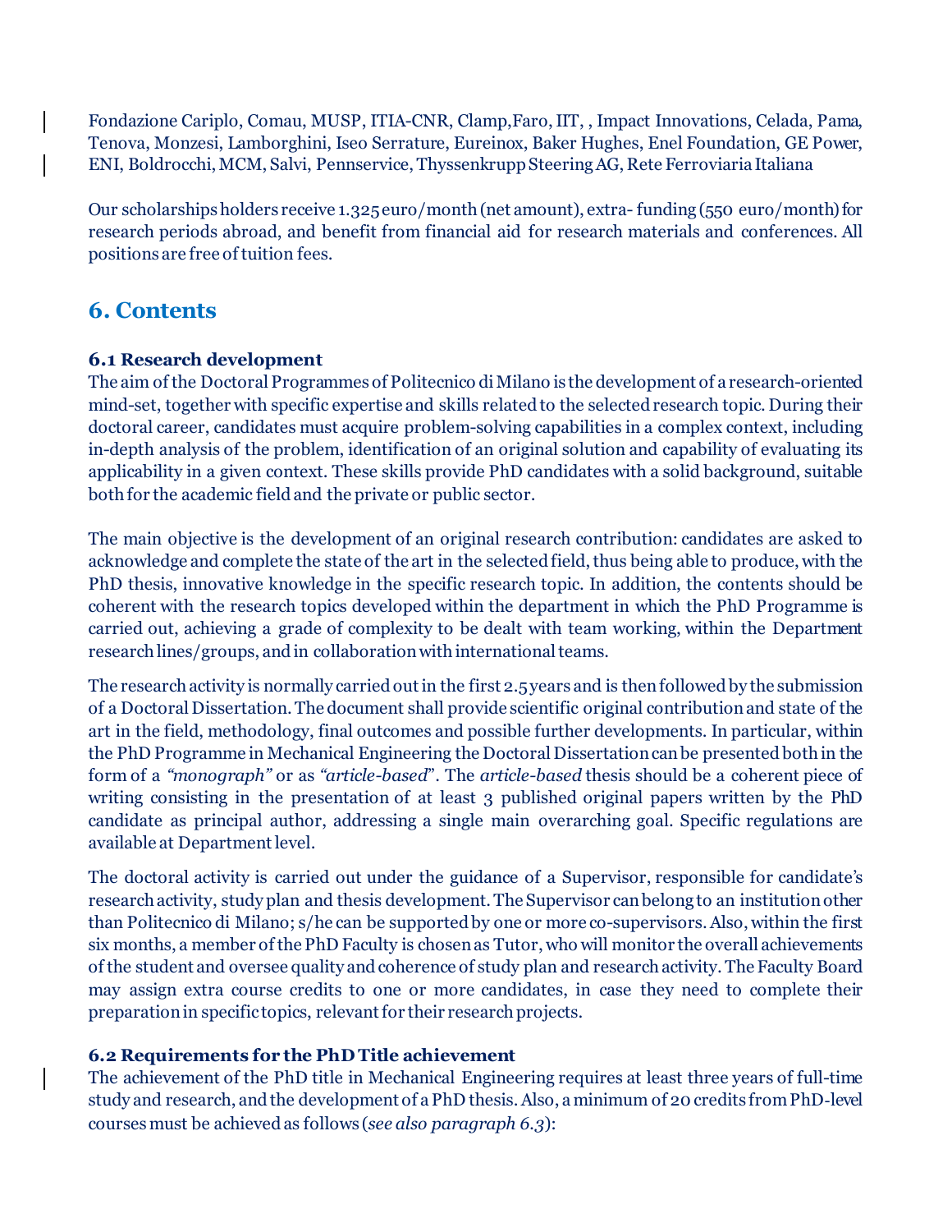Fondazione Cariplo, Comau, MUSP, ITIA-CNR, Clamp,Faro, IIT, , Impact Innovations, Celada, Pama, Tenova, Monzesi, Lamborghini, Iseo Serrature, Eureinox, Baker Hughes, Enel Foundation, GE Power, ENI, Boldrocchi, MCM, Salvi, Pennservice, Thyssenkrupp Steering AG, Rete Ferroviaria Italiana

Our scholarships holders receive 1.325 euro/month (net amount), extra- funding (550 euro/month) for research periods abroad, and benefit from financial aid for research materials and conferences. All positions are free of tuition fees.

## 6. Contents

### 6.1 Research development

The aim of the Doctoral Programmes of Politecnico di Milano is the development of a research-oriented mind-set, together with specific expertise and skills related to the selected research topic. During their doctoral career, candidates must acquire problem-solving capabilities in a complex context, including in-depth analysis of the problem, identification of an original solution and capability of evaluating its applicability in a given context. These skills provide PhD candidates with a solid background, suitable both for the academic field and the private or public sector.

The main objective is the development of an original research contribution: candidates are asked to acknowledge and complete the state of the art in the selected field, thus being able to produce, with the PhD thesis, innovative knowledge in the specific research topic. In addition, the contents should be coherent with the research topics developed within the department in which the PhD Programme is carried out, achieving a grade of complexity to be dealt with team working, within the Department research lines/groups, and in collaboration with international teams.

The research activity is normally carried out in the first 2.5 years and is then followed by the submission of a Doctoral Dissertation. The document shall provide scientific original contribution and state of the art in the field, methodology, final outcomes and possible further developments. In particular, within the PhD Programme in Mechanical Engineering the Doctoral Dissertation can be presented both in the form of a *"monograph"* or as *"article-based*". The *article-based* thesis should be a coherent piece of writing consisting in the presentation of at least 3 published original papers written by the PhD candidate as principal author, addressing a single main overarching goal. Specific regulations are available at Department level.

The doctoral activity is carried out under the guidance of a Supervisor, responsible for candidate's research activity, study plan and thesis development. The Supervisor can belong to an institution other than Politecnico di Milano; s/he can be supported by one or more co-supervisors. Also, within the first six months, a member of the PhD Faculty is chosen as Tutor, who will monitor the overall achievements of the student and oversee quality and coherence of study plan and research activity. The Faculty Board may assign extra course credits to one or more candidates, in case they need to complete their preparation in specific topics, relevant for their research projects.

### 6.2 Requirements for the PhD Title achievement

The achievement of the PhD title in Mechanical Engineering requires at least three years of full-time study and research, and the development of a PhD thesis. Also, a minimum of 20 credits from PhD-level courses must be achieved as follows (*see also paragraph 6.3*):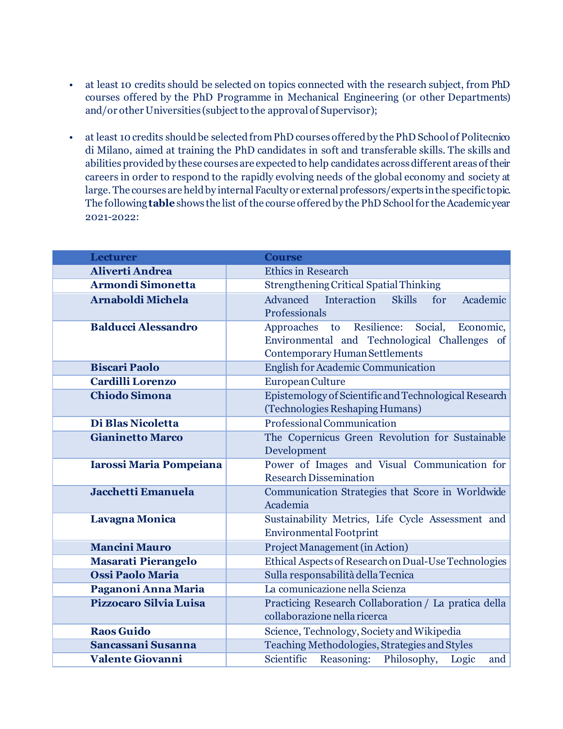- at least 10 credits should be selected on topics connected with the research subject, from PhD courses offered by the PhD Programme in Mechanical Engineering (or other Departments) and/or other Universities (subject to the approval of Supervisor);

- at least 10 credits should be selected from PhD courses offered by the PhD School of Politecnico di Milano, aimed at training the PhD candidates in soft and transferable skills. The skills and abilities provided by these courses are expected to help candidates across different areas of their careers in order to respond to the rapidly evolving needs of the global economy and society at large. The courses are held by internal Faculty or external professors/experts in the specific topic. The following **table** shows the list of the course offered by the PhD School for the Academic year 2021-2022:

| Lecturer | Course |
|---|---|
| **Aliverti Andrea** | Ethics in Research |
| **Armondi Simonetta** | Strengthening Critical Spatial Thinking |
| **Arnaboldi Michela** | Advanced Interaction Skills for Academic Professionals |
| **Balducci Alessandro** | Approaches to Resilience: Social, Economic, Environmental and Technological Challenges of Contemporary Human Settlements |
| **Biscari Paolo** | English for Academic Communication |
| **Cardilli Lorenzo** | European Culture |
| **Chiodo Simona** | Epistemology of Scientific and Technological Research (Technologies Reshaping Humans) |
| **Di Blas Nicoletta** | Professional Communication |
| **Gianinetto Marco** | The Copernicus Green Revolution for Sustainable Development |
| **Iarossi Maria Pompeiana** | Power of Images and Visual Communication for Research Dissemination |
| **Jacchetti Emanuela** | Communication Strategies that Score in Worldwide Academia |
| **Lavagna Monica** | Sustainability Metrics, Life Cycle Assessment and Environmental Footprint |
| **Mancini Mauro** | Project Management (in Action) |
| **Masarati Pierangelo** | Ethical Aspects of Research on Dual-Use Technologies |
| **Ossi Paolo Maria** | Sulla responsabilità della Tecnica |
| **Paganoni Anna Maria** | La comunicazione nella Scienza |
| **Pizzocaro Silvia Luisa** | Practicing Research Collaboration / La pratica della collaborazione nella ricerca |
| **Raos Guido** | Science, Technology, Society and Wikipedia |
| **Sancassani Susanna** | Teaching Methodologies, Strategies and Styles |
| **Valente Giovanni** | Scientific Reasoning: Philosophy, Logic and |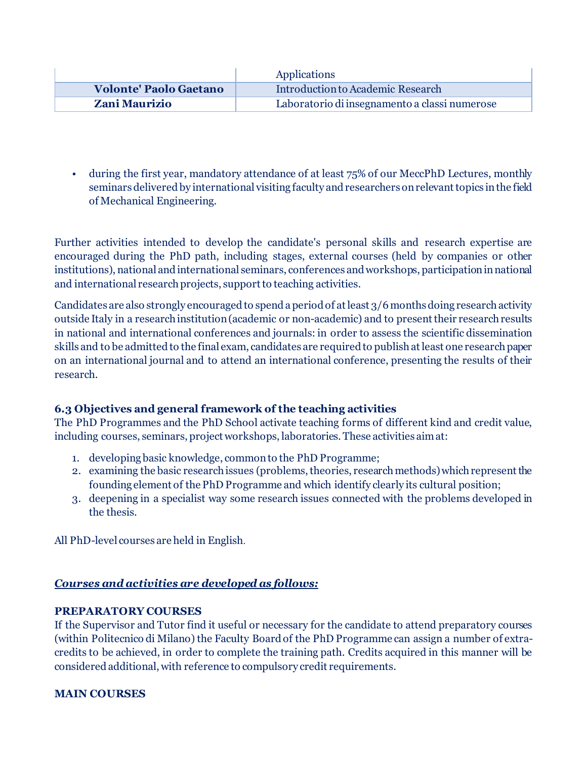|  |  |
| --- | --- |
|  | Applications |
| **Volonte' Paolo Gaetano** | Introduction to Academic Research |
| **Zani Maurizio** | Laboratorio di insegnamento a classi numerose |

- during the first year, mandatory attendance of at least 75% of our MeccPhD Lectures, monthly seminars delivered by international visiting faculty and researchers on relevant topics in the field of Mechanical Engineering.

Further activities intended to develop the candidate's personal skills and research expertise are encouraged during the PhD path, including stages, external courses (held by companies or other institutions), national and international seminars, conferences and workshops, participation in national and international research projects, support to teaching activities.

Candidates are also strongly encouraged to spend a period of at least 3/6 months doing research activity outside Italy in a research institution (academic or non-academic) and to present their research results in national and international conferences and journals: in order to assess the scientific dissemination skills and to be admitted to the final exam, candidates are required to publish at least one research paper on an international journal and to attend an international conference, presenting the results of their research.

### 6.3 Objectives and general framework of the teaching activities

The PhD Programmes and the PhD School activate teaching forms of different kind and credit value, including courses, seminars, project workshops, laboratories. These activities aim at:

1. developing basic knowledge, common to the PhD Programme;
2. examining the basic research issues (problems, theories, research methods) which represent the founding element of the PhD Programme and which identify clearly its cultural position;
3. deepening in a specialist way some research issues connected with the problems developed in the thesis.

All PhD-level courses are held in English.

***Courses and activities are developed as follows:***

**PREPARATORY COURSES**

If the Supervisor and Tutor find it useful or necessary for the candidate to attend preparatory courses (within Politecnico di Milano) the Faculty Board of the PhD Programme can assign a number of extra-credits to be achieved, in order to complete the training path. Credits acquired in this manner will be considered additional, with reference to compulsory credit requirements.

**MAIN COURSES**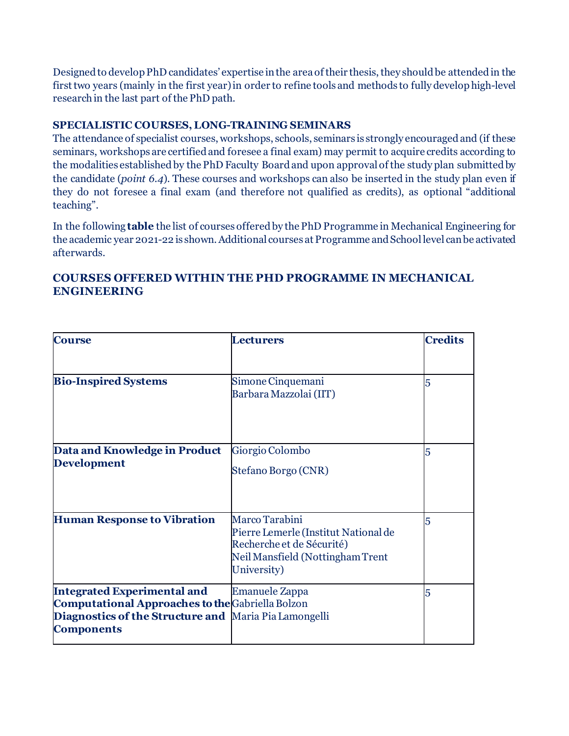Designed to develop PhD candidates' expertise in the area of their thesis, they should be attended in the first two years (mainly in the first year) in order to refine tools and methods to fully develop high-level research in the last part of the PhD path.

### SPECIALISTIC COURSES, LONG-TRAINING SEMINARS

The attendance of specialist courses, workshops, schools, seminars is strongly encouraged and (if these seminars, workshops are certified and foresee a final exam) may permit to acquire credits according to the modalities established by the PhD Faculty Board and upon approval of the study plan submitted by the candidate (*point 6.4*). These courses and workshops can also be inserted in the study plan even if they do not foresee a final exam (and therefore not qualified as credits), as optional "additional teaching".

In the following **table** the list of courses offered by the PhD Programme in Mechanical Engineering for the academic year 2021-22 is shown. Additional courses at Programme and School level can be activated afterwards.

## COURSES OFFERED WITHIN THE PHD PROGRAMME IN MECHANICAL ENGINEERING

| **Course** | **Lecturers** | **Credits** |
|---|---|---|
| **Bio-Inspired Systems** | Simone Cinquemani<br>Barbara Mazzolai (IIT) | 5 |
| **Data and Knowledge in Product Development** | Giorgio Colombo<br>Stefano Borgo (CNR) | 5 |
| **Human Response to Vibration** | Marco Tarabini<br>Pierre Lemerle (Institut National de Recherche et de Sécurité)<br>Neil Mansfield (Nottingham Trent University) | 5 |
| **Integrated Experimental and Computational Approaches to the Diagnostics of the Structure and Components** | Emanuele Zappa<br>Gabriella Bolzon<br>Maria Pia Lamongelli | 5 |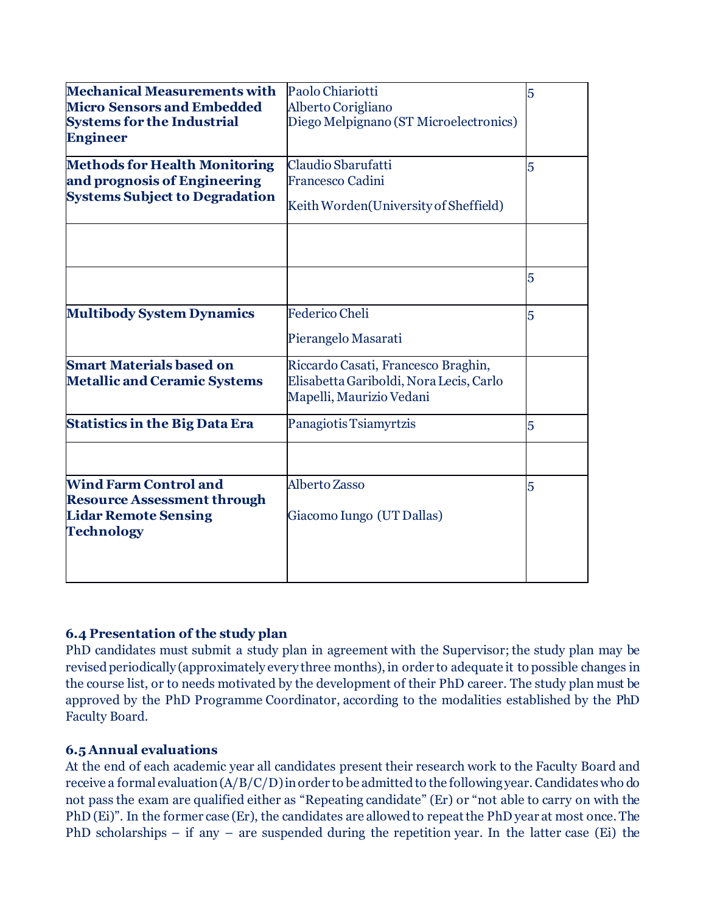| | | |
|---|---|---|
| **Mechanical Measurements with Micro Sensors and Embedded Systems for the Industrial Engineer** | Paolo Chiariotti<br>Alberto Corigliano<br>Diego Melpignano (ST Microelectronics) | 5 |
| **Methods for Health Monitoring and prognosis of Engineering Systems Subject to Degradation** | Claudio Sbarufatti<br>Francesco Cadini<br>Keith Worden(University of Sheffield) | 5 |
| | | |
| | | 5 |
| **Multibody System Dynamics** | Federico Cheli<br>Pierangelo Masarati | 5 |
| **Smart Materials based on Metallic and Ceramic Systems** | Riccardo Casati, Francesco Braghin, Elisabetta Gariboldi, Nora Lecis, Carlo Mapelli, Maurizio Vedani | |
| **Statistics in the Big Data Era** | Panagiotis Tsiamyrtzis | 5 |
| | | |
| **Wind Farm Control and Resource Assessment through Lidar Remote Sensing Technology** | Alberto Zasso<br>Giacomo Iungo (UT Dallas) | 5 |

### 6.4 Presentation of the study plan

PhD candidates must submit a study plan in agreement with the Supervisor; the study plan may be revised periodically (approximately every three months), in order to adequate it to possible changes in the course list, or to needs motivated by the development of their PhD career. The study plan must be approved by the PhD Programme Coordinator, according to the modalities established by the PhD Faculty Board.

### 6.5 Annual evaluations

At the end of each academic year all candidates present their research work to the Faculty Board and receive a formal evaluation (A/B/C/D) in order to be admitted to the following year. Candidates who do not pass the exam are qualified either as "Repeating candidate" (Er) or "not able to carry on with the PhD (Ei)". In the former case (Er), the candidates are allowed to repeat the PhD year at most once. The PhD scholarships – if any – are suspended during the repetition year. In the latter case (Ei) the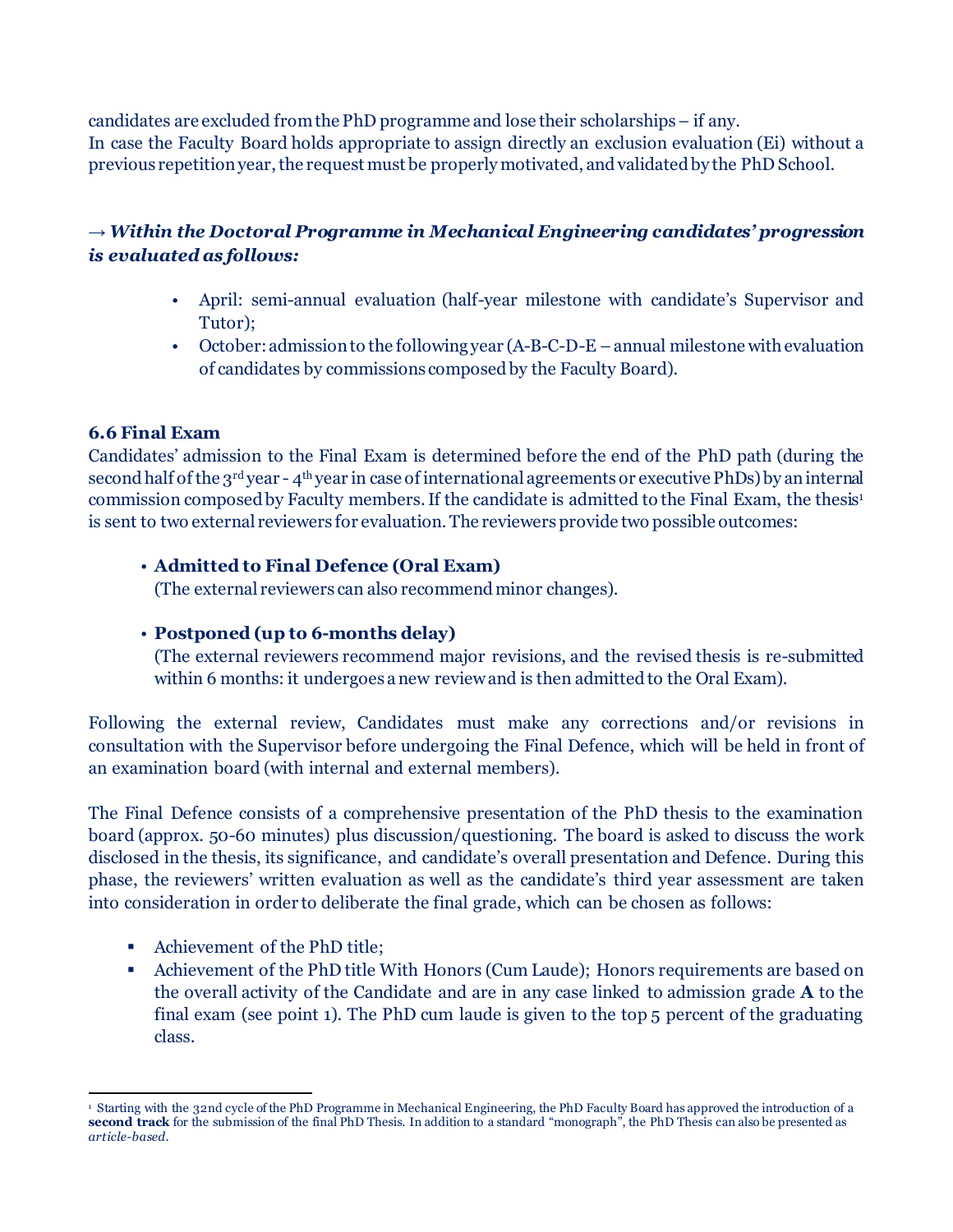candidates are excluded from the PhD programme and lose their scholarships – if any.
In case the Faculty Board holds appropriate to assign directly an exclusion evaluation (Ei) without a previous repetition year, the request must be properly motivated, and validated by the PhD School.

→ ***Within the Doctoral Programme in Mechanical Engineering candidates' progression is evaluated as follows:***

- April: semi-annual evaluation (half-year milestone with candidate's Supervisor and Tutor);
- October: admission to the following year (A-B-C-D-E – annual milestone with evaluation of candidates by commissions composed by the Faculty Board).

### 6.6 Final Exam

Candidates' admission to the Final Exam is determined before the end of the PhD path (during the second half of the 3rd year - 4th year in case of international agreements or executive PhDs) by an internal commission composed by Faculty members. If the candidate is admitted to the Final Exam, the thesis[1] is sent to two external reviewers for evaluation. The reviewers provide two possible outcomes:

- **Admitted to Final Defence (Oral Exam)**
  (The external reviewers can also recommend minor changes).

- **Postponed (up to 6-months delay)**
  (The external reviewers recommend major revisions, and the revised thesis is re-submitted within 6 months: it undergoes a new review and is then admitted to the Oral Exam).

Following the external review, Candidates must make any corrections and/or revisions in consultation with the Supervisor before undergoing the Final Defence, which will be held in front of an examination board (with internal and external members).

The Final Defence consists of a comprehensive presentation of the PhD thesis to the examination board (approx. 50-60 minutes) plus discussion/questioning. The board is asked to discuss the work disclosed in the thesis, its significance, and candidate's overall presentation and Defence. During this phase, the reviewers' written evaluation as well as the candidate's third year assessment are taken into consideration in order to deliberate the final grade, which can be chosen as follows:

- Achievement of the PhD title;
- Achievement of the PhD title With Honors (Cum Laude); Honors requirements are based on the overall activity of the Candidate and are in any case linked to admission grade **A** to the final exam (see point 1). The PhD cum laude is given to the top 5 percent of the graduating class.

---

[1] Starting with the 32nd cycle of the PhD Programme in Mechanical Engineering, the PhD Faculty Board has approved the introduction of a **second track** for the submission of the final PhD Thesis. In addition to a standard "monograph", the PhD Thesis can also be presented as *article-based*.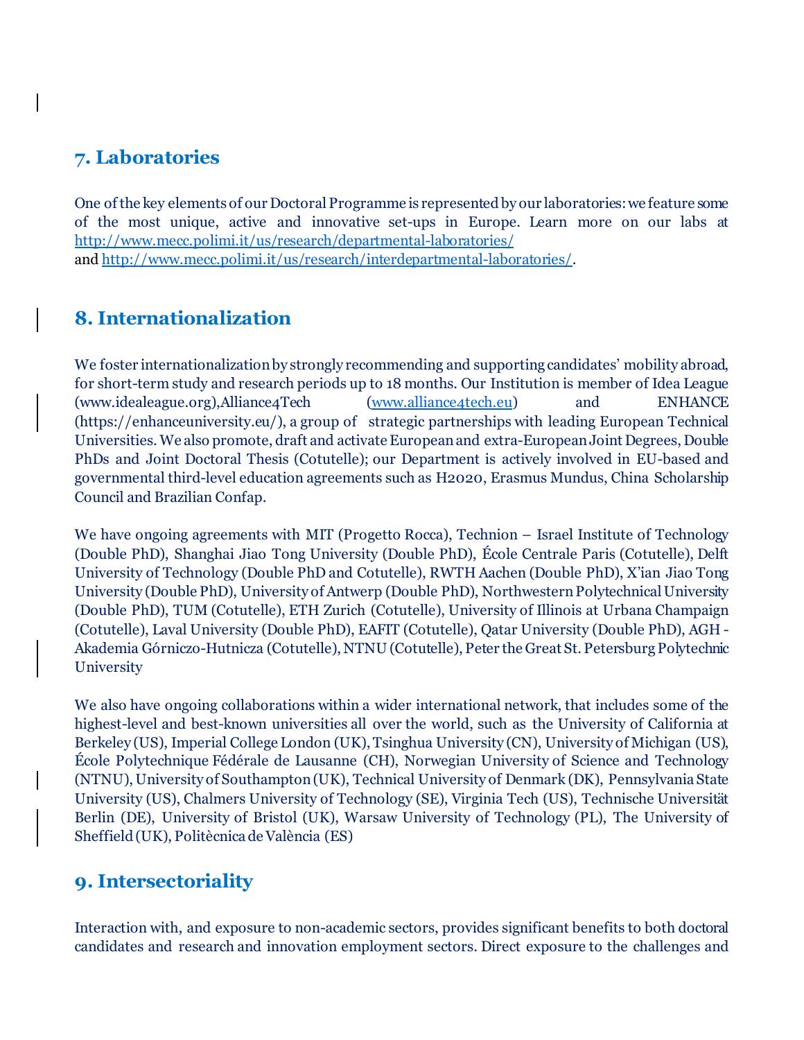## 7. Laboratories

One of the key elements of our Doctoral Programme is represented by our laboratories: we feature some of the most unique, active and innovative set-ups in Europe. Learn more on our labs at http://www.mecc.polimi.it/us/research/departmental-laboratories/ and http://www.mecc.polimi.it/us/research/interdepartmental-laboratories/.

## 8. Internationalization

We foster internationalization by strongly recommending and supporting candidates' mobility abroad, for short-term study and research periods up to 18 months. Our Institution is member of Idea League (www.idealeague.org),Alliance4Tech (www.alliance4tech.eu) and ENHANCE (https://enhanceuniversity.eu/), a group of strategic partnerships with leading European Technical Universities. We also promote, draft and activate European and extra-European Joint Degrees, Double PhDs and Joint Doctoral Thesis (Cotutelle); our Department is actively involved in EU-based and governmental third-level education agreements such as H2020, Erasmus Mundus, China Scholarship Council and Brazilian Confap.

We have ongoing agreements with MIT (Progetto Rocca), Technion – Israel Institute of Technology (Double PhD), Shanghai Jiao Tong University (Double PhD), École Centrale Paris (Cotutelle), Delft University of Technology (Double PhD and Cotutelle), RWTH Aachen (Double PhD), X'ian Jiao Tong University (Double PhD), University of Antwerp (Double PhD), Northwestern Polytechnical University (Double PhD), TUM (Cotutelle), ETH Zurich (Cotutelle), University of Illinois at Urbana Champaign (Cotutelle), Laval University (Double PhD), EAFIT (Cotutelle), Qatar University (Double PhD), AGH - Akademia Górniczo-Hutnicza (Cotutelle), NTNU (Cotutelle), Peter the Great St. Petersburg Polytechnic University

We also have ongoing collaborations within a wider international network, that includes some of the highest-level and best-known universities all over the world, such as the University of California at Berkeley (US), Imperial College London (UK), Tsinghua University (CN), University of Michigan (US), École Polytechnique Fédérale de Lausanne (CH), Norwegian University of Science and Technology (NTNU), University of Southampton (UK), Technical University of Denmark (DK), Pennsylvania State University (US), Chalmers University of Technology (SE), Virginia Tech (US), Technische Universität Berlin (DE), University of Bristol (UK), Warsaw University of Technology (PL), The University of Sheffield (UK), Politècnica de València (ES)

## 9. Intersectoriality

Interaction with, and exposure to non-academic sectors, provides significant benefits to both doctoral candidates and research and innovation employment sectors. Direct exposure to the challenges and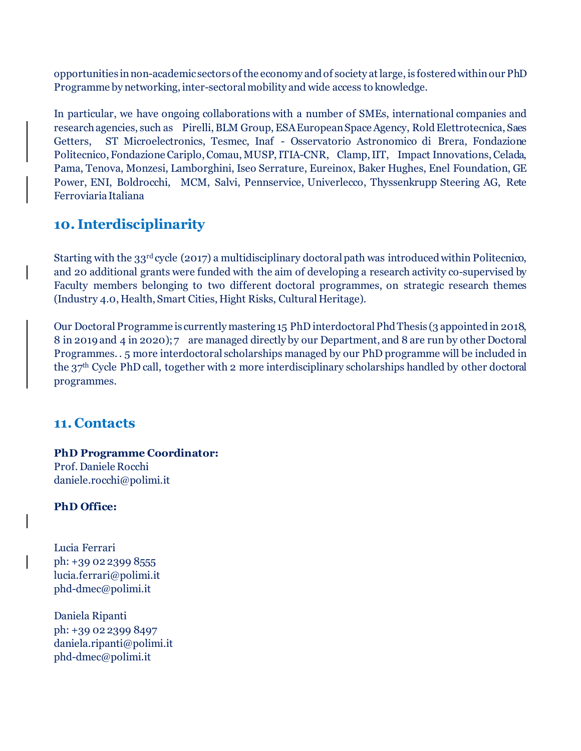opportunities in non-academic sectors of the economy and of society at large, is fostered within our PhD Programme by networking, inter-sectoral mobility and wide access to knowledge.

In particular, we have ongoing collaborations with a number of SMEs, international companies and research agencies, such as Pirelli, BLM Group, ESA European Space Agency, Rold Elettrotecnica, Saes Getters, ST Microelectronics, Tesmec, Inaf - Osservatorio Astronomico di Brera, Fondazione Politecnico, Fondazione Cariplo, Comau, MUSP, ITIA-CNR, Clamp, IIT, Impact Innovations, Celada, Pama, Tenova, Monzesi, Lamborghini, Iseo Serrature, Eureinox, Baker Hughes, Enel Foundation, GE Power, ENI, Boldrocchi, MCM, Salvi, Pennservice, Univerlecco, Thyssenkrupp Steering AG, Rete Ferroviaria Italiana

## 10. Interdisciplinarity

Starting with the 33rd cycle (2017) a multidisciplinary doctoral path was introduced within Politecnico, and 20 additional grants were funded with the aim of developing a research activity co-supervised by Faculty members belonging to two different doctoral programmes, on strategic research themes (Industry 4.0, Health, Smart Cities, Hight Risks, Cultural Heritage).

Our Doctoral Programme is currently mastering 15 PhD interdoctoral Phd Thesis (3 appointed in 2018, 8 in 2019 and 4 in 2020); 7 are managed directly by our Department, and 8 are run by other Doctoral Programmes. . 5 more interdoctoral scholarships managed by our PhD programme will be included in the 37th Cycle PhD call, together with 2 more interdisciplinary scholarships handled by other doctoral programmes.

## 11. Contacts

**PhD Programme Coordinator:**
Prof. Daniele Rocchi
daniele.rocchi@polimi.it

**PhD Office:**

Lucia Ferrari
ph: +39 02 2399 8555
lucia.ferrari@polimi.it
phd-dmec@polimi.it

Daniela Ripanti
ph: +39 02 2399 8497
daniela.ripanti@polimi.it
phd-dmec@polimi.it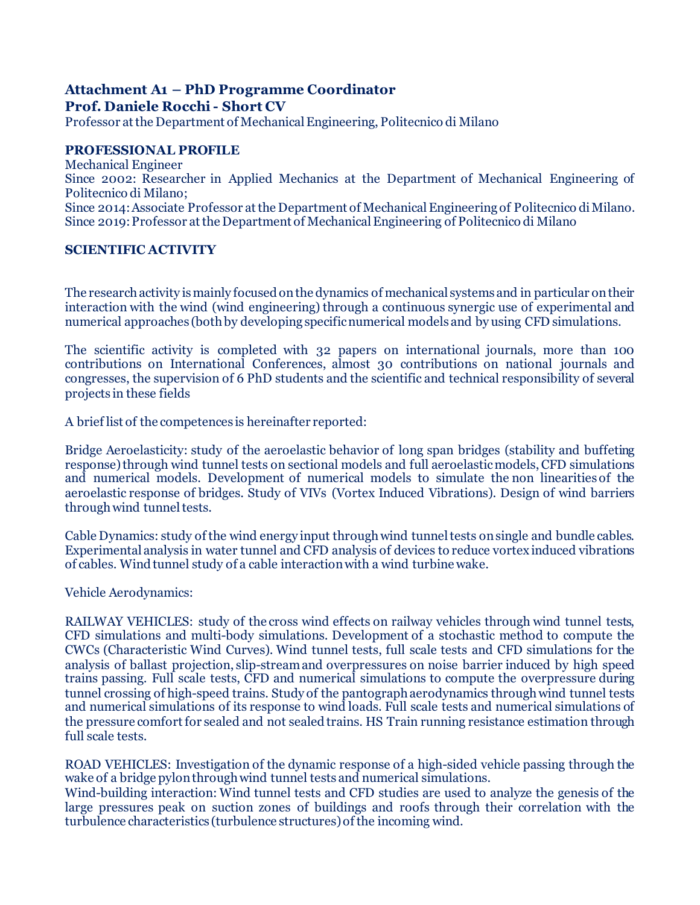**Attachment A1 – PhD Programme Coordinator**
**Prof. Daniele Rocchi - Short CV**
Professor at the Department of Mechanical Engineering, Politecnico di Milano

**PROFESSIONAL PROFILE**
Mechanical Engineer
Since 2002: Researcher in Applied Mechanics at the Department of Mechanical Engineering of Politecnico di Milano;
Since 2014: Associate Professor at the Department of Mechanical Engineering of Politecnico di Milano.
Since 2019: Professor at the Department of Mechanical Engineering of Politecnico di Milano

**SCIENTIFIC ACTIVITY**

The research activity is mainly focused on the dynamics of mechanical systems and in particular on their interaction with the wind (wind engineering) through a continuous synergic use of experimental and numerical approaches (both by developing specific numerical models and by using CFD simulations.

The scientific activity is completed with 32 papers on international journals, more than 100 contributions on International Conferences, almost 30 contributions on national journals and congresses, the supervision of 6 PhD students and the scientific and technical responsibility of several projects in these fields

A brief list of the competences is hereinafter reported:

Bridge Aeroelasticity: study of the aeroelastic behavior of long span bridges (stability and buffeting response) through wind tunnel tests on sectional models and full aeroelastic models, CFD simulations and numerical models. Development of numerical models to simulate the non linearities of the aeroelastic response of bridges. Study of VIVs (Vortex Induced Vibrations). Design of wind barriers through wind tunnel tests.

Cable Dynamics: study of the wind energy input through wind tunnel tests on single and bundle cables. Experimental analysis in water tunnel and CFD analysis of devices to reduce vortex induced vibrations of cables. Wind tunnel study of a cable interaction with a wind turbine wake.

Vehicle Aerodynamics:

RAILWAY VEHICLES: study of the cross wind effects on railway vehicles through wind tunnel tests, CFD simulations and multi-body simulations. Development of a stochastic method to compute the CWCs (Characteristic Wind Curves). Wind tunnel tests, full scale tests and CFD simulations for the analysis of ballast projection, slip-stream and overpressures on noise barrier induced by high speed trains passing. Full scale tests, CFD and numerical simulations to compute the overpressure during tunnel crossing of high-speed trains. Study of the pantograph aerodynamics through wind tunnel tests and numerical simulations of its response to wind loads. Full scale tests and numerical simulations of the pressure comfort for sealed and not sealed trains. HS Train running resistance estimation through full scale tests.

ROAD VEHICLES: Investigation of the dynamic response of a high-sided vehicle passing through the wake of a bridge pylon through wind tunnel tests and numerical simulations.
Wind-building interaction: Wind tunnel tests and CFD studies are used to analyze the genesis of the large pressures peak on suction zones of buildings and roofs through their correlation with the turbulence characteristics (turbulence structures) of the incoming wind.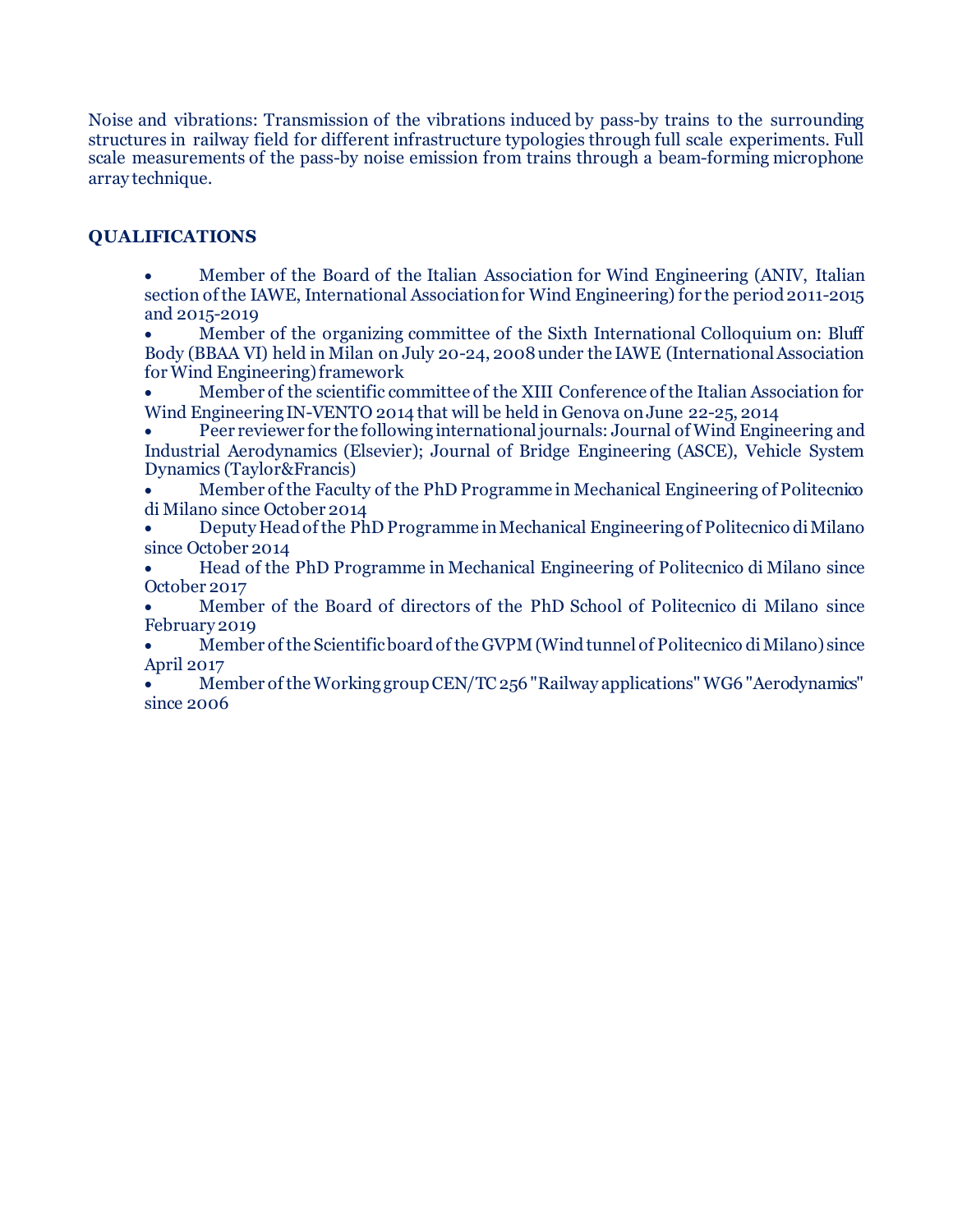Noise and vibrations: Transmission of the vibrations induced by pass-by trains to the surrounding structures in railway field for different infrastructure typologies through full scale experiments. Full scale measurements of the pass-by noise emission from trains through a beam-forming microphone array technique.

## QUALIFICATIONS

- Member of the Board of the Italian Association for Wind Engineering (ANIV, Italian section of the IAWE, International Association for Wind Engineering) for the period 2011-2015 and 2015-2019
- Member of the organizing committee of the Sixth International Colloquium on: Bluff Body (BBAA VI) held in Milan on July 20-24, 2008 under the IAWE (International Association for Wind Engineering) framework
- Member of the scientific committee of the XIII Conference of the Italian Association for Wind Engineering IN-VENTO 2014 that will be held in Genova on June 22-25, 2014
- Peer reviewer for the following international journals: Journal of Wind Engineering and Industrial Aerodynamics (Elsevier); Journal of Bridge Engineering (ASCE), Vehicle System Dynamics (Taylor&Francis)
- Member of the Faculty of the PhD Programme in Mechanical Engineering of Politecnico di Milano since October 2014
- Deputy Head of the PhD Programme in Mechanical Engineering of Politecnico di Milano since October 2014
- Head of the PhD Programme in Mechanical Engineering of Politecnico di Milano since October 2017
- Member of the Board of directors of the PhD School of Politecnico di Milano since February 2019
- Member of the Scientific board of the GVPM (Wind tunnel of Politecnico di Milano) since April 2017
- Member of the Working group CEN/TC 256 "Railway applications" WG6 "Aerodynamics" since 2006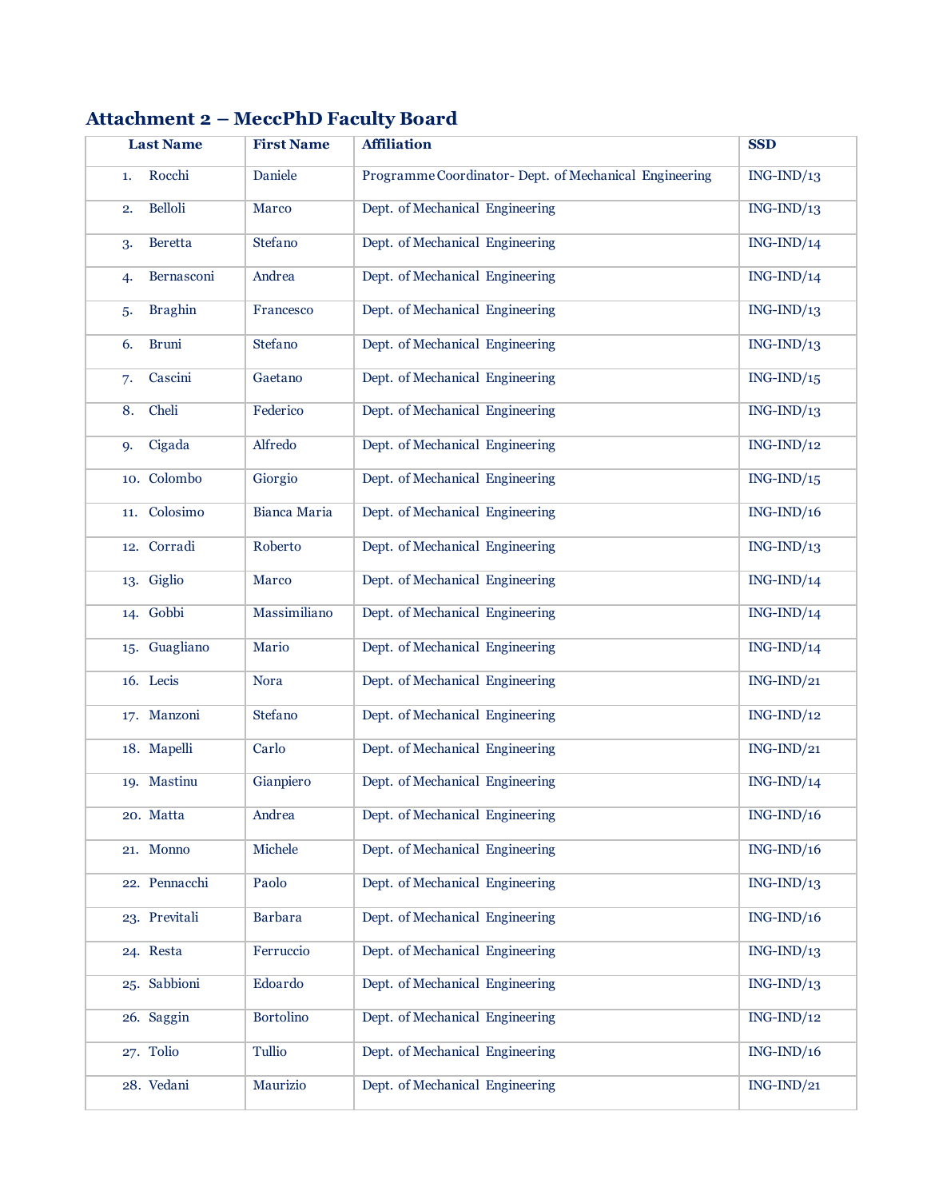## Attachment 2 – MeccPhD Faculty Board

| Last Name | First Name | Affiliation | SSD |
|---|---|---|---|
| 1. Rocchi | Daniele | Programme Coordinator- Dept. of Mechanical Engineering | ING-IND/13 |
| 2. Belloli | Marco | Dept. of Mechanical Engineering | ING-IND/13 |
| 3. Beretta | Stefano | Dept. of Mechanical Engineering | ING-IND/14 |
| 4. Bernasconi | Andrea | Dept. of Mechanical Engineering | ING-IND/14 |
| 5. Braghin | Francesco | Dept. of Mechanical Engineering | ING-IND/13 |
| 6. Bruni | Stefano | Dept. of Mechanical Engineering | ING-IND/13 |
| 7. Cascini | Gaetano | Dept. of Mechanical Engineering | ING-IND/15 |
| 8. Cheli | Federico | Dept. of Mechanical Engineering | ING-IND/13 |
| 9. Cigada | Alfredo | Dept. of Mechanical Engineering | ING-IND/12 |
| 10. Colombo | Giorgio | Dept. of Mechanical Engineering | ING-IND/15 |
| 11. Colosimo | Bianca Maria | Dept. of Mechanical Engineering | ING-IND/16 |
| 12. Corradi | Roberto | Dept. of Mechanical Engineering | ING-IND/13 |
| 13. Giglio | Marco | Dept. of Mechanical Engineering | ING-IND/14 |
| 14. Gobbi | Massimiliano | Dept. of Mechanical Engineering | ING-IND/14 |
| 15. Guagliano | Mario | Dept. of Mechanical Engineering | ING-IND/14 |
| 16. Lecis | Nora | Dept. of Mechanical Engineering | ING-IND/21 |
| 17. Manzoni | Stefano | Dept. of Mechanical Engineering | ING-IND/12 |
| 18. Mapelli | Carlo | Dept. of Mechanical Engineering | ING-IND/21 |
| 19. Mastinu | Gianpiero | Dept. of Mechanical Engineering | ING-IND/14 |
| 20. Matta | Andrea | Dept. of Mechanical Engineering | ING-IND/16 |
| 21. Monno | Michele | Dept. of Mechanical Engineering | ING-IND/16 |
| 22. Pennacchi | Paolo | Dept. of Mechanical Engineering | ING-IND/13 |
| 23. Previtali | Barbara | Dept. of Mechanical Engineering | ING-IND/16 |
| 24. Resta | Ferruccio | Dept. of Mechanical Engineering | ING-IND/13 |
| 25. Sabbioni | Edoardo | Dept. of Mechanical Engineering | ING-IND/13 |
| 26. Saggin | Bortolino | Dept. of Mechanical Engineering | ING-IND/12 |
| 27. Tolio | Tullio | Dept. of Mechanical Engineering | ING-IND/16 |
| 28. Vedani | Maurizio | Dept. of Mechanical Engineering | ING-IND/21 |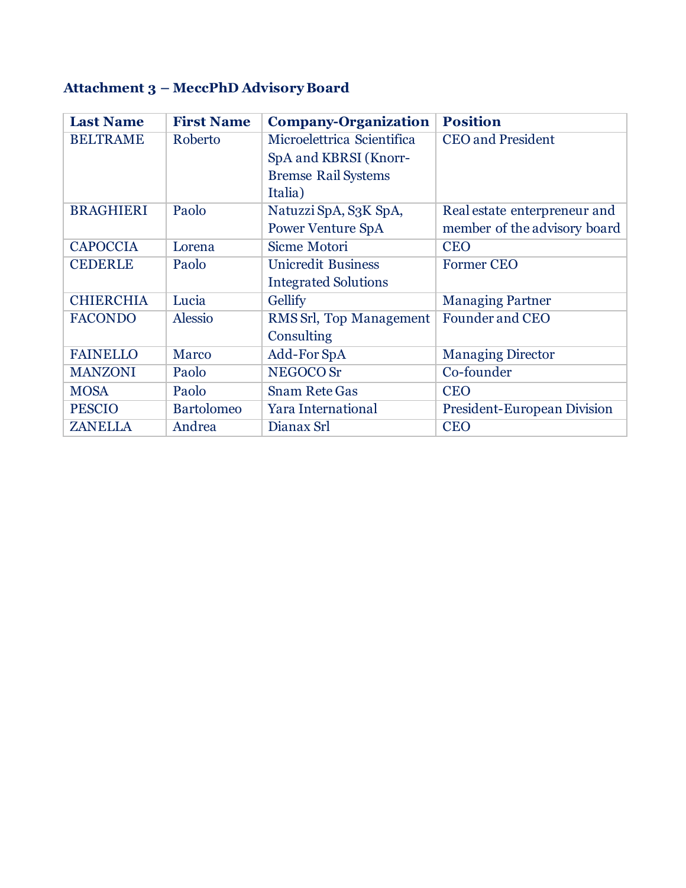**Attachment 3 – MeccPhD Advisory Board**

| Last Name | First Name | Company-Organization | Position |
|---|---|---|---|
| BELTRAME | Roberto | Microelettrica Scientifica SpA and KBRSI (Knorr-Bremse Rail Systems Italia) | CEO and President |
| BRAGHIERI | Paolo | Natuzzi SpA, S3K SpA, Power Venture SpA | Real estate enterpreneur and member of the advisory board |
| CAPOCCIA | Lorena | Sicme Motori | CEO |
| CEDERLE | Paolo | Unicredit Business Integrated Solutions | Former CEO |
| CHIERCHIA | Lucia | Gellify | Managing Partner |
| FACONDO | Alessio | RMS Srl, Top Management Consulting | Founder and CEO |
| FAINELLO | Marco | Add-For SpA | Managing Director |
| MANZONI | Paolo | NEGOCO Sr | Co-founder |
| MOSA | Paolo | Snam Rete Gas | CEO |
| PESCIO | Bartolomeo | Yara International | President-European Division |
| ZANELLA | Andrea | Dianax Srl | CEO |